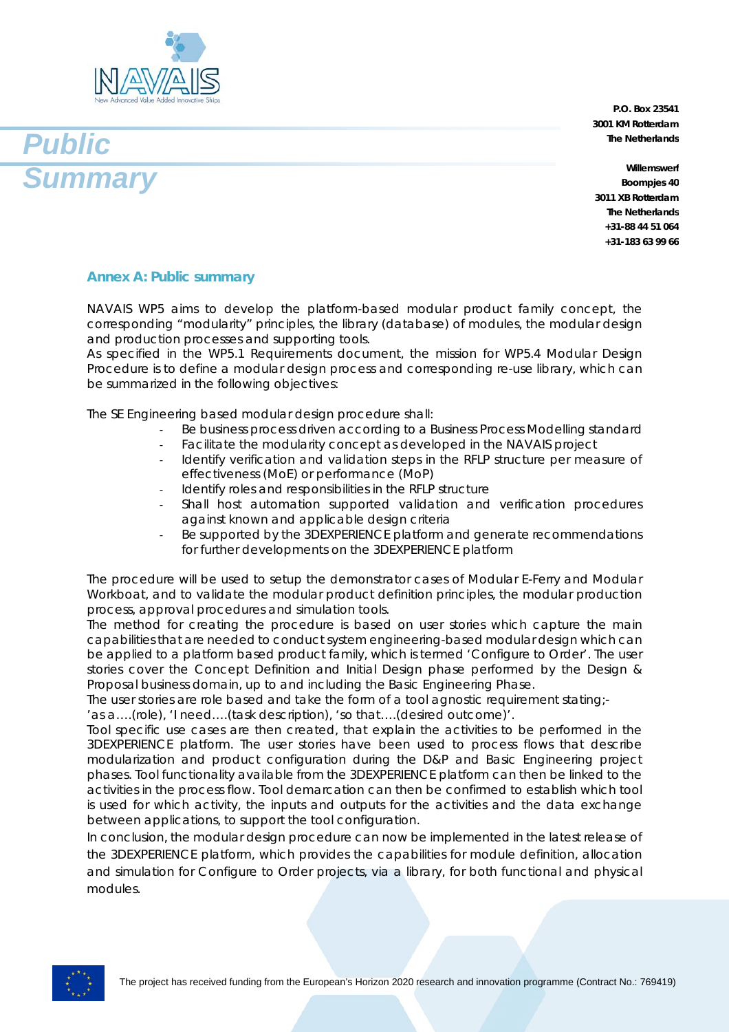# Public Summary

P.O. Box 23541
3001 KM Rotterdam
The Netherlands

Willemswerf
Boompjes 40
3011 XB Rotterdam
The Netherlands
+31-88 44 51 064
+31-183 63 99 66

## Annex A: Public summary

NAVAIS WP5 aims to develop the platform-based modular product family concept, the corresponding "modularity" principles, the library (database) of modules, the modular design and production processes and supporting tools.
As specified in the WP5.1 Requirements document, the mission for WP5.4 Modular Design Procedure is to define a modular design process and corresponding re-use library, which can be summarized in the following objectives:

The SE Engineering based modular design procedure shall:

- Be business process driven according to a Business Process Modelling standard
- Facilitate the modularity concept as developed in the NAVAIS project
- Identify verification and validation steps in the RFLP structure per measure of effectiveness (MoE) or performance (MoP)
- Identify roles and responsibilities in the RFLP structure
- Shall host automation supported validation and verification procedures against known and applicable design criteria
- Be supported by the 3DEXPERIENCE platform and generate recommendations for further developments on the 3DEXPERIENCE platform

The procedure will be used to setup the demonstrator cases of Modular E-Ferry and Modular Workboat, and to validate the modular product definition principles, the modular production process, approval procedures and simulation tools.
The method for creating the procedure is based on user stories which capture the main capabilities that are needed to conduct system engineering-based modular design which can be applied to a platform based product family, which is termed 'Configure to Order'. The user stories cover the Concept Definition and Initial Design phase performed by the Design & Proposal business domain, up to and including the Basic Engineering Phase.
The user stories are role based and take the form of a tool agnostic requirement stating;-
'as a….(role), 'I need….(task description), 'so that….(desired outcome)'.
Tool specific use cases are then created, that explain the activities to be performed in the 3DEXPERIENCE platform. The user stories have been used to process flows that describe modularization and product configuration during the D&P and Basic Engineering project phases. Tool functionality available from the 3DEXPERIENCE platform can then be linked to the activities in the process flow. Tool demarcation can then be confirmed to establish which tool is used for which activity, the inputs and outputs for the activities and the data exchange between applications, to support the tool configuration.
In conclusion, the modular design procedure can now be implemented in the latest release of the 3DEXPERIENCE platform, which provides the capabilities for module definition, allocation and simulation for Configure to Order projects, via a library, for both functional and physical modules.

The project has received funding from the European's Horizon 2020 research and innovation programme (Contract No.: 769419)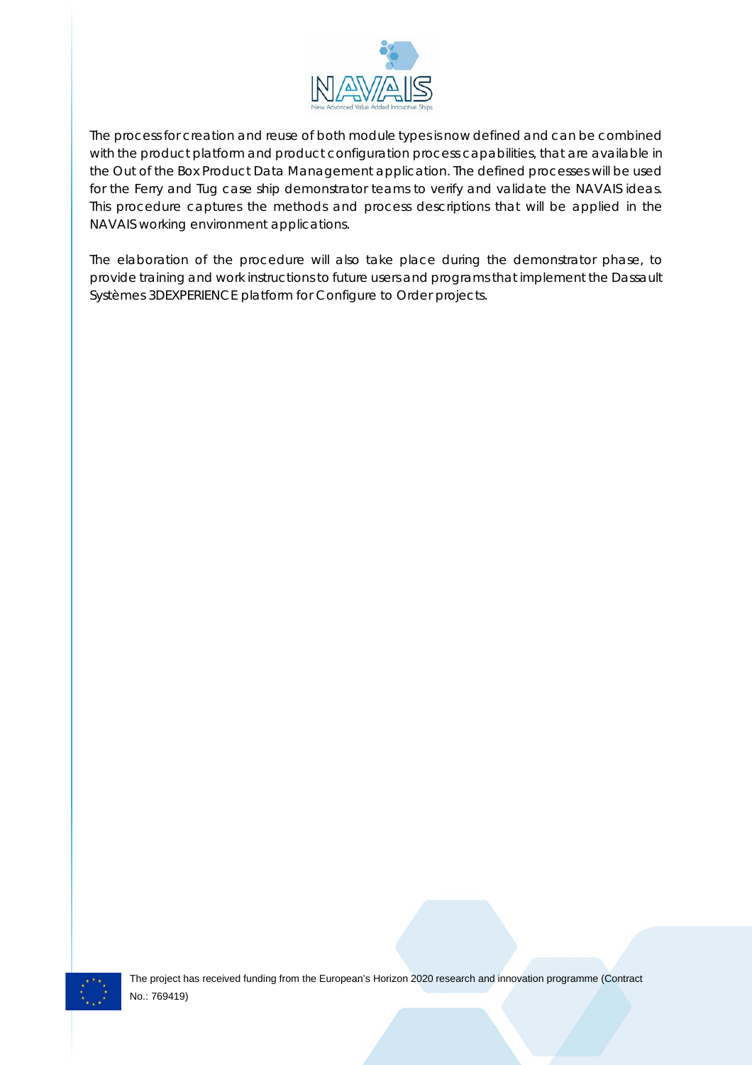The process for creation and reuse of both module types is now defined and can be combined with the product platform and product configuration process capabilities, that are available in the Out of the Box Product Data Management application. The defined processes will be used for the Ferry and Tug case ship demonstrator teams to verify and validate the NAVAIS ideas. This procedure captures the methods and process descriptions that will be applied in the NAVAIS working environment applications.

The elaboration of the procedure will also take place during the demonstrator phase, to provide training and work instructions to future users and programs that implement the Dassault Systèmes 3DEXPERIENCE platform for Configure to Order projects.